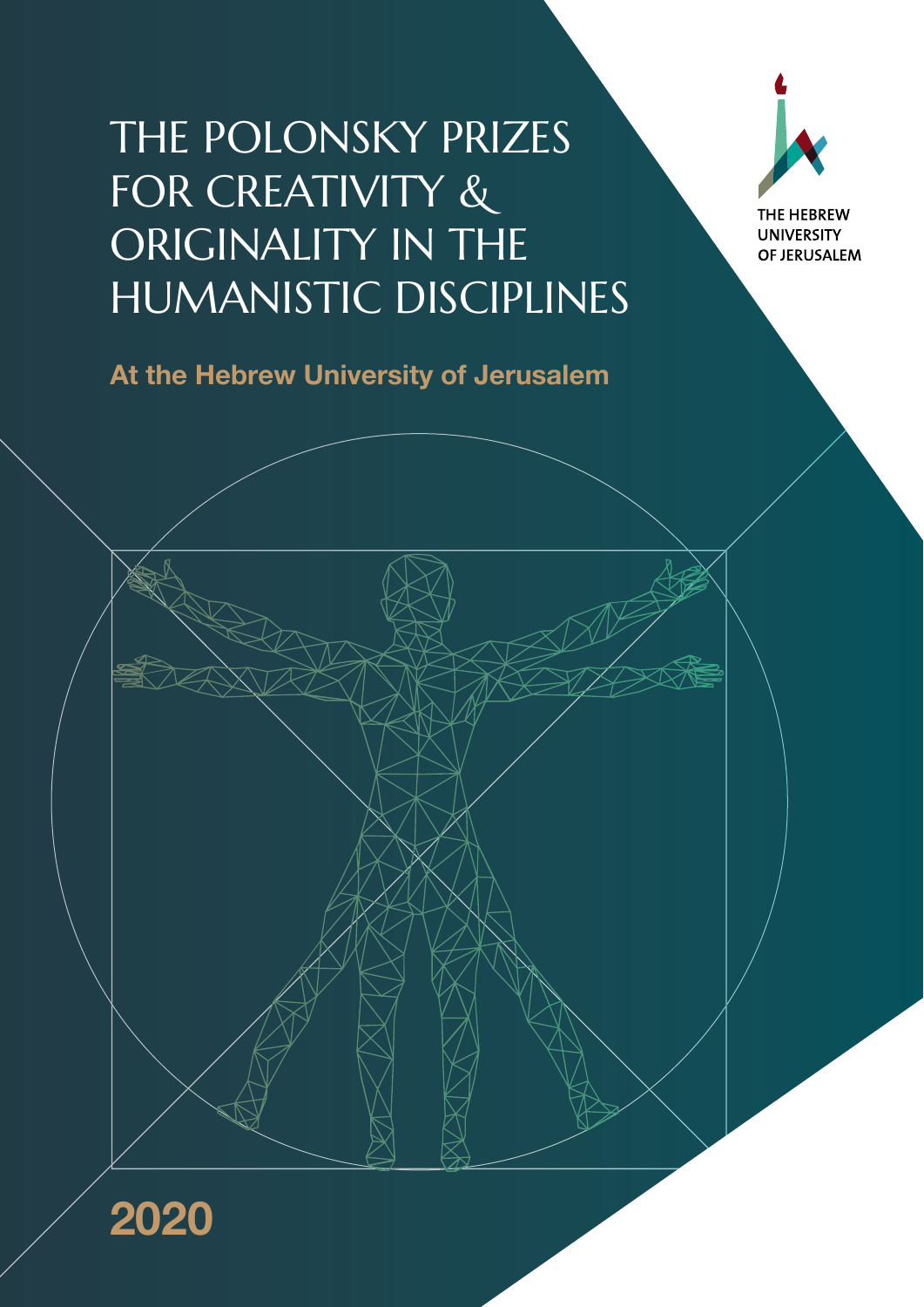# THE POLONSKY PRIZES FOR CREATIVITY & ORIGINALITY IN THE HUMANISTIC DISCIPLINES

THE HEBREW UNIVERSITY OF JERUSALEM

**At the Hebrew University of Jerusalem**

**2020**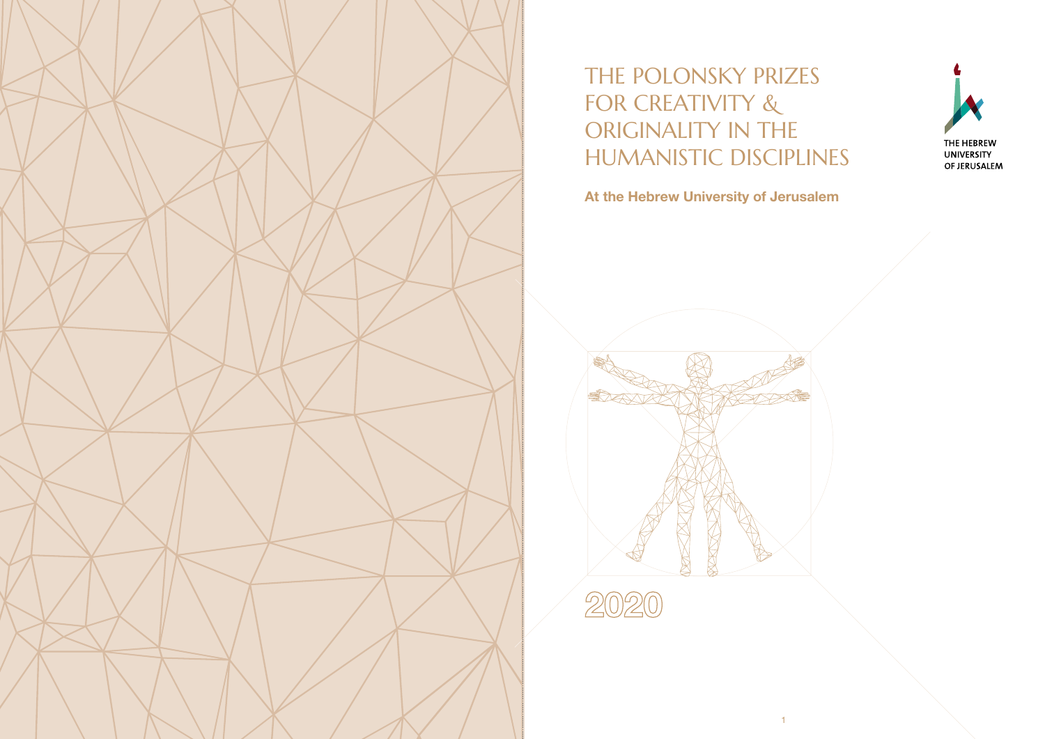# THE POLONSKY PRIZES FOR CREATIVITY & ORIGINALITY IN THE HUMANISTIC DISCIPLINES

THE HEBREW UNIVERSITY OF JERUSALEM

**At the Hebrew University of Jerusalem**

2020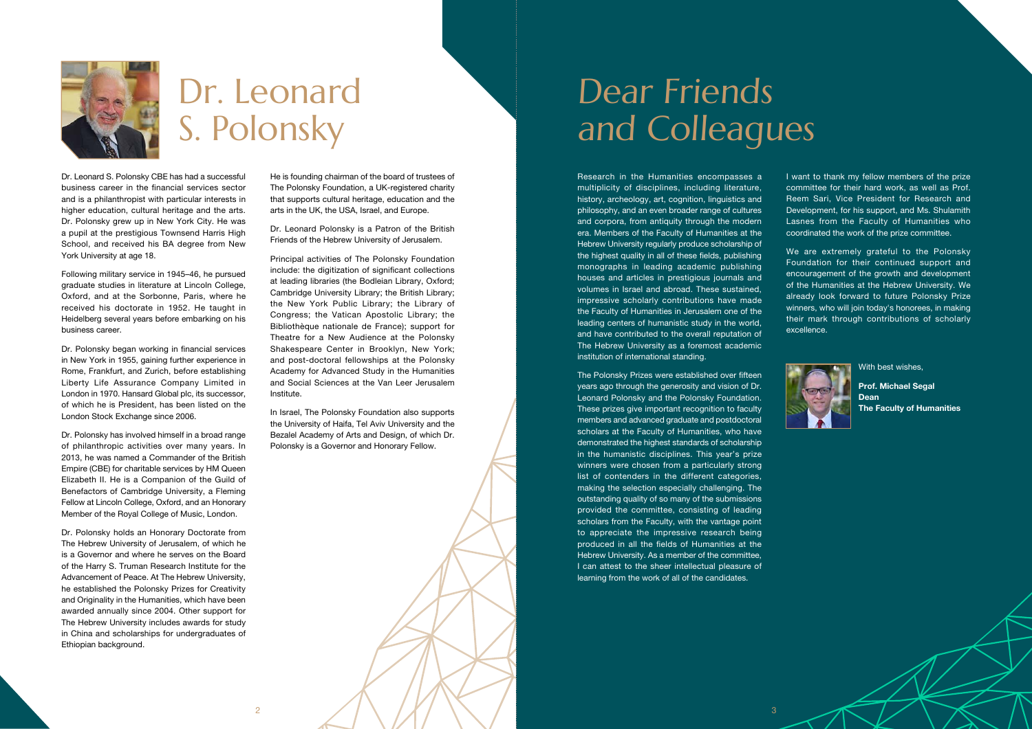# Dr. Leonard S. Polonsky

Dr. Leonard S. Polonsky CBE has had a successful business career in the financial services sector and is a philanthropist with particular interests in higher education, cultural heritage and the arts. Dr. Polonsky grew up in New York City. He was a pupil at the prestigious Townsend Harris High School, and received his BA degree from New York University at age 18.

Following military service in 1945–46, he pursued graduate studies in literature at Lincoln College, Oxford, and at the Sorbonne, Paris, where he received his doctorate in 1952. He taught in Heidelberg several years before embarking on his business career.

Dr. Polonsky began working in financial services in New York in 1955, gaining further experience in Rome, Frankfurt, and Zurich, before establishing Liberty Life Assurance Company Limited in London in 1970. Hansard Global plc, its successor, of which he is President, has been listed on the London Stock Exchange since 2006.

Dr. Polonsky has involved himself in a broad range of philanthropic activities over many years. In 2013, he was named a Commander of the British Empire (CBE) for charitable services by HM Queen Elizabeth II. He is a Companion of the Guild of Benefactors of Cambridge University, a Fleming Fellow at Lincoln College, Oxford, and an Honorary Member of the Royal College of Music, London.

Dr. Polonsky holds an Honorary Doctorate from The Hebrew University of Jerusalem, of which he is a Governor and where he serves on the Board of the Harry S. Truman Research Institute for the Advancement of Peace. At The Hebrew University, he established the Polonsky Prizes for Creativity and Originality in the Humanities, which have been awarded annually since 2004. Other support for The Hebrew University includes awards for study in China and scholarships for undergraduates of Ethiopian background.

He is founding chairman of the board of trustees of The Polonsky Foundation, a UK-registered charity that supports cultural heritage, education and the arts in the UK, the USA, Israel, and Europe.

Dr. Leonard Polonsky is a Patron of the British Friends of the Hebrew University of Jerusalem.

Principal activities of The Polonsky Foundation include: the digitization of significant collections at leading libraries (the Bodleian Library, Oxford; Cambridge University Library; the British Library; the New York Public Library; the Library of Congress; the Vatican Apostolic Library; the Bibliothèque nationale de France); support for Theatre for a New Audience at the Polonsky Shakespeare Center in Brooklyn, New York; and post-doctoral fellowships at the Polonsky Academy for Advanced Study in the Humanities and Social Sciences at the Van Leer Jerusalem Institute.

In Israel, The Polonsky Foundation also supports the University of Haifa, Tel Aviv University and the Bezalel Academy of Arts and Design, of which Dr. Polonsky is a Governor and Honorary Fellow.

# *Dear Friends and Colleagues*

Research in the Humanities encompasses a multiplicity of disciplines, including literature, history, archeology, art, cognition, linguistics and philosophy, and an even broader range of cultures and corpora, from antiquity through the modern era. Members of the Faculty of Humanities at the Hebrew University regularly produce scholarship of the highest quality in all of these fields, publishing monographs in leading academic publishing houses and articles in prestigious journals and volumes in Israel and abroad. These sustained, impressive scholarly contributions have made the Faculty of Humanities in Jerusalem one of the leading centers of humanistic study in the world, and have contributed to the overall reputation of The Hebrew University as a foremost academic institution of international standing.

The Polonsky Prizes were established over fifteen years ago through the generosity and vision of Dr. Leonard Polonsky and the Polonsky Foundation. These prizes give important recognition to faculty members and advanced graduate and postdoctoral scholars at the Faculty of Humanities, who have demonstrated the highest standards of scholarship in the humanistic disciplines. This year's prize winners were chosen from a particularly strong list of contenders in the different categories, making the selection especially challenging. The outstanding quality of so many of the submissions provided the committee, consisting of leading scholars from the Faculty, with the vantage point to appreciate the impressive research being produced in all the fields of Humanities at the Hebrew University. As a member of the committee, I can attest to the sheer intellectual pleasure of learning from the work of all of the candidates.

I want to thank my fellow members of the prize committee for their hard work, as well as Prof. Reem Sari, Vice President for Research and Development, for his support, and Ms. Shulamith Lasnes from the Faculty of Humanities who coordinated the work of the prize committee.

We are extremely grateful to the Polonsky Foundation for their continued support and encouragement of the growth and development of the Humanities at the Hebrew University. We already look forward to future Polonsky Prize winners, who will join today's honorees, in making their mark through contributions of scholarly excellence.

With best wishes,

**Prof. Michael Segal**
**Dean**
**The Faculty of Humanities**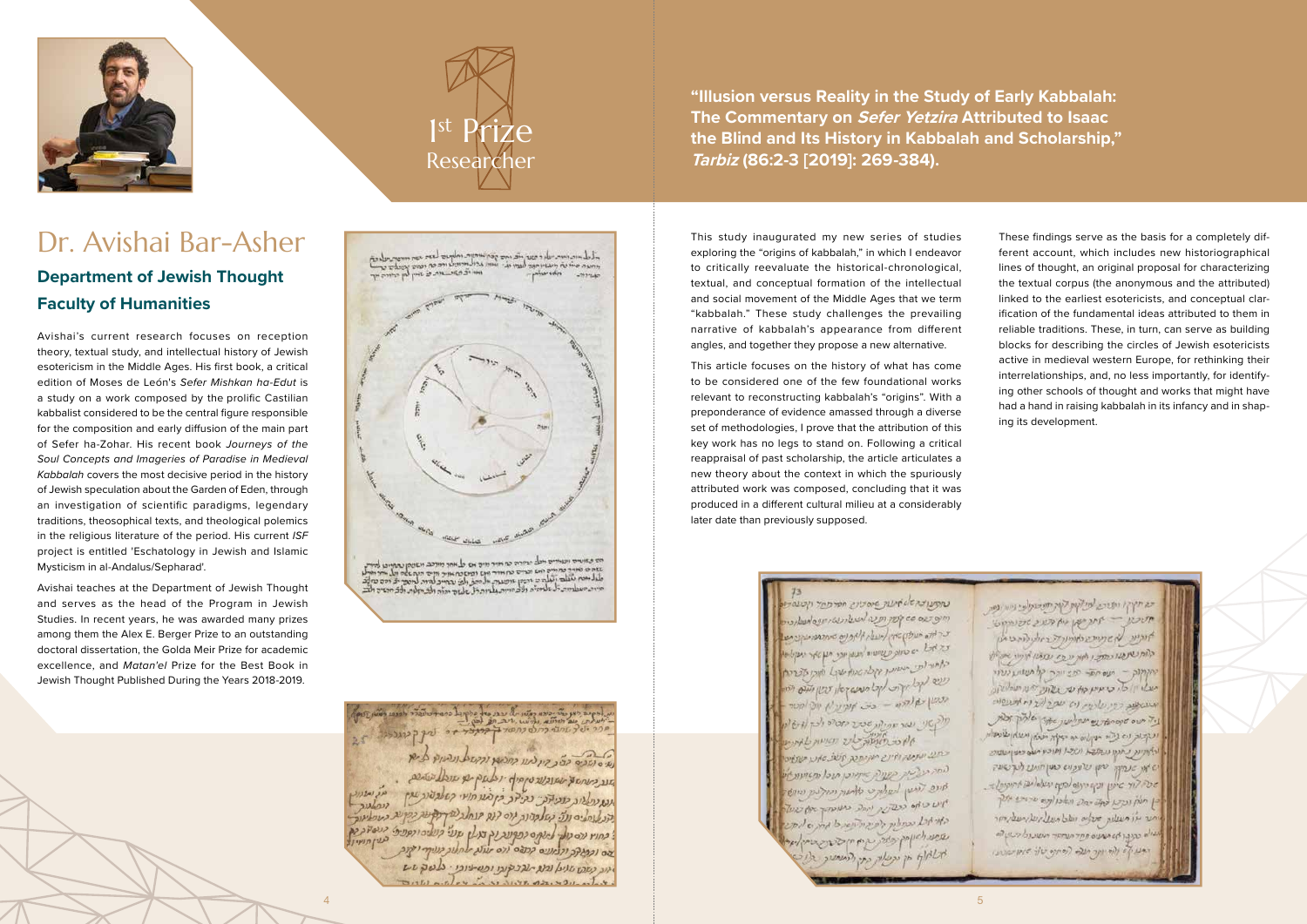1st Prize
Researcher

**"Illusion versus Reality in the Study of Early Kabbalah: The Commentary on *Sefer Yetzira* Attributed to Isaac the Blind and Its History in Kabbalah and Scholarship," *Tarbiz* (86:2-3 [2019]: 269-384).**

# Dr. Avishai Bar-Asher

## Department of Jewish Thought

## Faculty of Humanities

Avishai's current research focuses on reception theory, textual study, and intellectual history of Jewish esotericism in the Middle Ages. His first book, a critical edition of Moses de León's *Sefer Mishkan ha-Edut* is a study on a work composed by the prolific Castilian kabbalist considered to be the central figure responsible for the composition and early diffusion of the main part of Sefer ha-Zohar. His recent book *Journeys of the Soul Concepts and Imageries of Paradise in Medieval Kabbalah* covers the most decisive period in the history of Jewish speculation about the Garden of Eden, through an investigation of scientific paradigms, legendary traditions, theosophical texts, and theological polemics in the religious literature of the period. His current *ISF* project is entitled 'Eschatology in Jewish and Islamic Mysticism in al-Andalus/Sepharad'.

Avishai teaches at the Department of Jewish Thought and serves as the head of the Program in Jewish Studies. In recent years, he was awarded many prizes among them the Alex E. Berger Prize to an outstanding doctoral dissertation, the Golda Meir Prize for academic excellence, and *Matan'el* Prize for the Best Book in Jewish Thought Published During the Years 2018-2019.

This study inaugurated my new series of studies exploring the "origins of kabbalah," in which I endeavor to critically reevaluate the historical-chronological, textual, and conceptual formation of the intellectual and social movement of the Middle Ages that we term "kabbalah." These study challenges the prevailing narrative of kabbalah's appearance from different angles, and together they propose a new alternative.

This article focuses on the history of what has come to be considered one of the few foundational works relevant to reconstructing kabbalah's "origins". With a preponderance of evidence amassed through a diverse set of methodologies, I prove that the attribution of this key work has no legs to stand on. Following a critical reappraisal of past scholarship, the article articulates a new theory about the context in which the spuriously attributed work was composed, concluding that it was produced in a different cultural milieu at a considerably later date than previously supposed.

These findings serve as the basis for a completely different account, which includes new historiographical lines of thought, an original proposal for characterizing the textual corpus (the anonymous and the attributed) linked to the earliest esotericists, and conceptual clarification of the fundamental ideas attributed to them in reliable traditions. These, in turn, can serve as building blocks for describing the circles of Jewish esotericists active in medieval western Europe, for rethinking their interrelationships, and, no less importantly, for identifying other schools of thought and works that might have had a hand in raising kabbalah in its infancy and in shaping its development.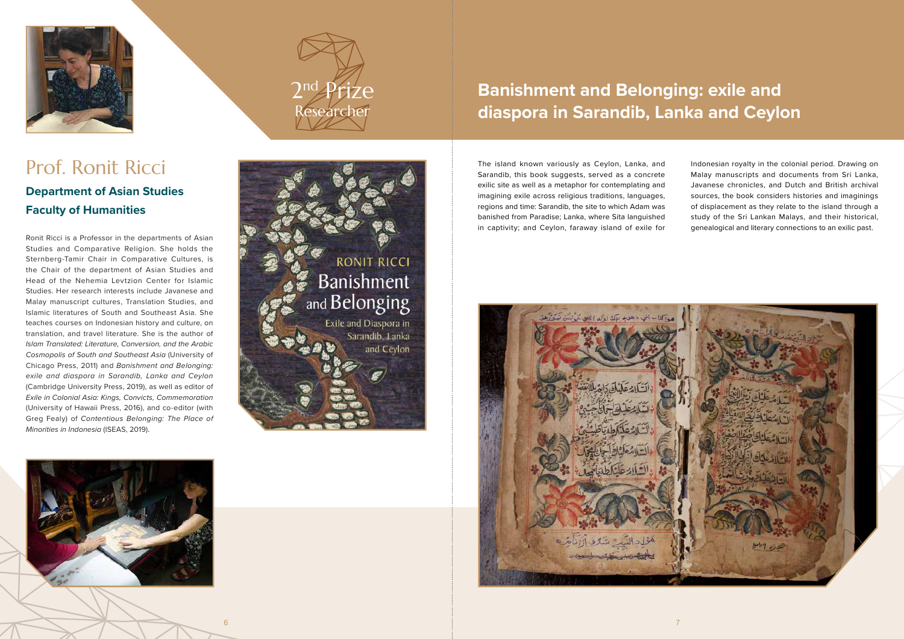2nd Prize Researcher

# Prof. Ronit Ricci

## Department of Asian Studies

## Faculty of Humanities

Ronit Ricci is a Professor in the departments of Asian Studies and Comparative Religion. She holds the Sternberg-Tamir Chair in Comparative Cultures, is the Chair of the department of Asian Studies and Head of the Nehemia Levtzion Center for Islamic Studies. Her research interests include Javanese and Malay manuscript cultures, Translation Studies, and Islamic literatures of South and Southeast Asia. She teaches courses on Indonesian history and culture, on translation, and travel literature. She is the author of *Islam Translated: Literature, Conversion, and the Arabic Cosmopolis of South and Southeast Asia* (University of Chicago Press, 2011) and *Banishment and Belonging: exile and diaspora in Sarandib, Lanka and Ceylon* (Cambridge University Press, 2019), as well as editor of *Exile in Colonial Asia: Kings, Convicts, Commemoration* (University of Hawaii Press, 2016), and co-editor (with Greg Fealy) of *Contentious Belonging: The Place of Minorities in Indonesia* (ISEAS, 2019).

# Banishment and Belonging: exile and diaspora in Sarandib, Lanka and Ceylon

The island known variously as Ceylon, Lanka, and Sarandib, this book suggests, served as a concrete exilic site as well as a metaphor for contemplating and imagining exile across religious traditions, languages, regions and time: Sarandib, the site to which Adam was banished from Paradise; Lanka, where Sita languished in captivity; and Ceylon, faraway island of exile for Indonesian royalty in the colonial period. Drawing on Malay manuscripts and documents from Sri Lanka, Javanese chronicles, and Dutch and British archival sources, the book considers histories and imaginings of displacement as they relate to the island through a study of the Sri Lankan Malays, and their historical, genealogical and literary connections to an exilic past.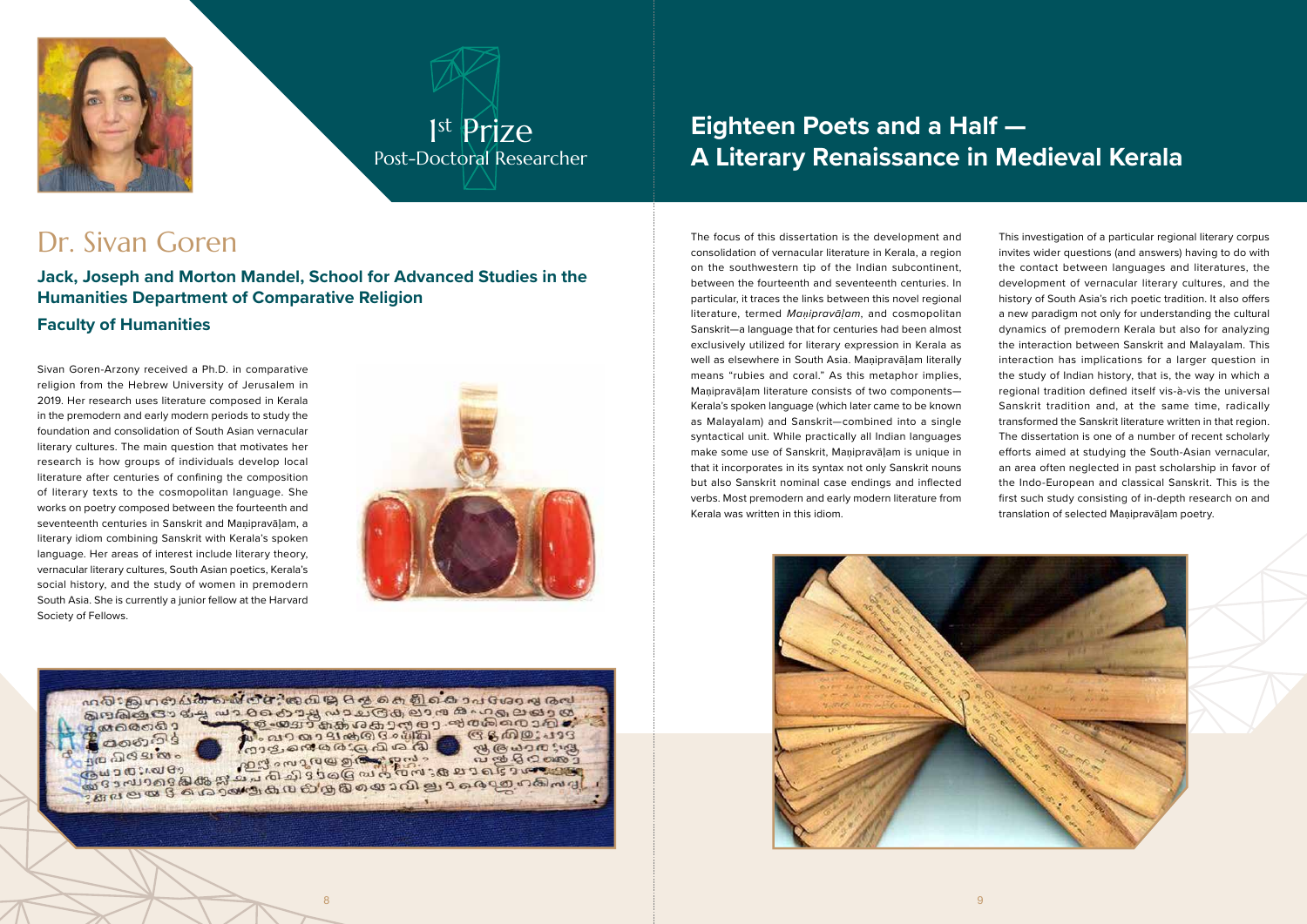1st Prize
Post-Doctoral Researcher

# Dr. Sivan Goren

### Jack, Joseph and Morton Mandel, School for Advanced Studies in the Humanities Department of Comparative Religion

### Faculty of Humanities

Sivan Goren-Arzony received a Ph.D. in comparative religion from the Hebrew University of Jerusalem in 2019. Her research uses literature composed in Kerala in the premodern and early modern periods to study the foundation and consolidation of South Asian vernacular literary cultures. The main question that motivates her research is how groups of individuals develop local literature after centuries of confining the composition of literary texts to the cosmopolitan language. She works on poetry composed between the fourteenth and seventeenth centuries in Sanskrit and Maṇipravāḷam, a literary idiom combining Sanskrit with Kerala's spoken language. Her areas of interest include literary theory, vernacular literary cultures, South Asian poetics, Kerala's social history, and the study of women in premodern South Asia. She is currently a junior fellow at the Harvard Society of Fellows.

## Eighteen Poets and a Half — A Literary Renaissance in Medieval Kerala

The focus of this dissertation is the development and consolidation of vernacular literature in Kerala, a region on the southwestern tip of the Indian subcontinent, between the fourteenth and seventeenth centuries. In particular, it traces the links between this novel regional literature, termed *Maṇipravāḷam*, and cosmopolitan Sanskrit—a language that for centuries had been almost exclusively utilized for literary expression in Kerala as well as elsewhere in South Asia. Maṇipravāḷam literally means "rubies and coral." As this metaphor implies, Maṇipravāḷam literature consists of two components—Kerala's spoken language (which later came to be known as Malayalam) and Sanskrit—combined into a single syntactical unit. While practically all Indian languages make some use of Sanskrit, Maṇipravāḷam is unique in that it incorporates in its syntax not only Sanskrit nouns but also Sanskrit nominal case endings and inflected verbs. Most premodern and early modern literature from Kerala was written in this idiom.

This investigation of a particular regional literary corpus invites wider questions (and answers) having to do with the contact between languages and literatures, the development of vernacular literary cultures, and the history of South Asia's rich poetic tradition. It also offers a new paradigm not only for understanding the cultural dynamics of premodern Kerala but also for analyzing the interaction between Sanskrit and Malayalam. This interaction has implications for a larger question in the study of Indian history, that is, the way in which a regional tradition defined itself vis-à-vis the universal Sanskrit tradition and, at the same time, radically transformed the Sanskrit literature written in that region. The dissertation is one of a number of recent scholarly efforts aimed at studying the South-Asian vernacular, an area often neglected in past scholarship in favor of the Indo-European and classical Sanskrit. This is the first such study consisting of in-depth research on and translation of selected Maṇipravāḷam poetry.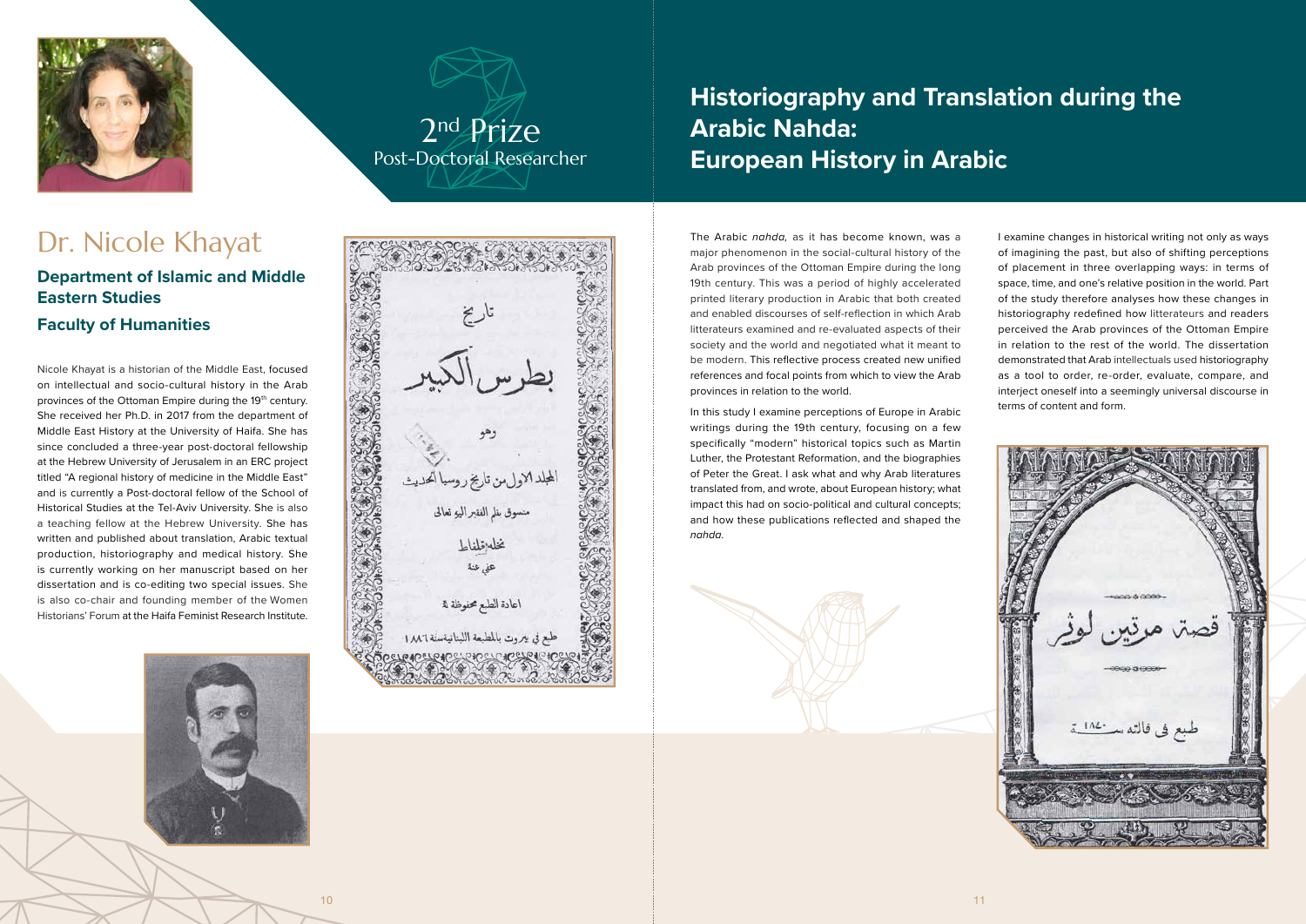2nd Prize
Post-Doctoral Researcher

# Dr. Nicole Khayat

### Department of Islamic and Middle Eastern Studies

### Faculty of Humanities

Nicole Khayat is a historian of the Middle East, focused on intellectual and socio-cultural history in the Arab provinces of the Ottoman Empire during the 19th century. She received her Ph.D. in 2017 from the department of Middle East History at the University of Haifa. She has since concluded a three-year post-doctoral fellowship at the Hebrew University of Jerusalem in an ERC project titled "A regional history of medicine in the Middle East" and is currently a Post-doctoral fellow of the School of Historical Studies at the Tel-Aviv University. She is also a teaching fellow at the Hebrew University. She has written and published about translation, Arabic textual production, historiography and medical history. She is currently working on her manuscript based on her dissertation and is co-editing two special issues. She is also co-chair and founding member of the Women Historians' Forum at the Haifa Feminist Research Institute.

## Historiography and Translation during the Arabic Nahda: European History in Arabic

The Arabic *nahda*, as it has become known, was a major phenomenon in the social-cultural history of the Arab provinces of the Ottoman Empire during the long 19th century. This was a period of highly accelerated printed literary production in Arabic that both created and enabled discourses of self-reflection in which Arab litterateurs examined and re-evaluated aspects of their society and the world and negotiated what it meant to be modern. This reflective process created new unified references and focal points from which to view the Arab provinces in relation to the world.

In this study I examine perceptions of Europe in Arabic writings during the 19th century, focusing on a few specifically "modern" historical topics such as Martin Luther, the Protestant Reformation, and the biographies of Peter the Great. I ask what and why Arab literatures translated from, and wrote, about European history; what impact this had on socio-political and cultural concepts; and how these publications reflected and shaped the *nahda*.

I examine changes in historical writing not only as ways of imagining the past, but also of shifting perceptions of placement in three overlapping ways: in terms of space, time, and one's relative position in the world. Part of the study therefore analyses how these changes in historiography redefined how litterateurs and readers perceived the Arab provinces of the Ottoman Empire in relation to the rest of the world. The dissertation demonstrated that Arab intellectuals used historiography as a tool to order, re-order, evaluate, compare, and interject oneself into a seemingly universal discourse in terms of content and form.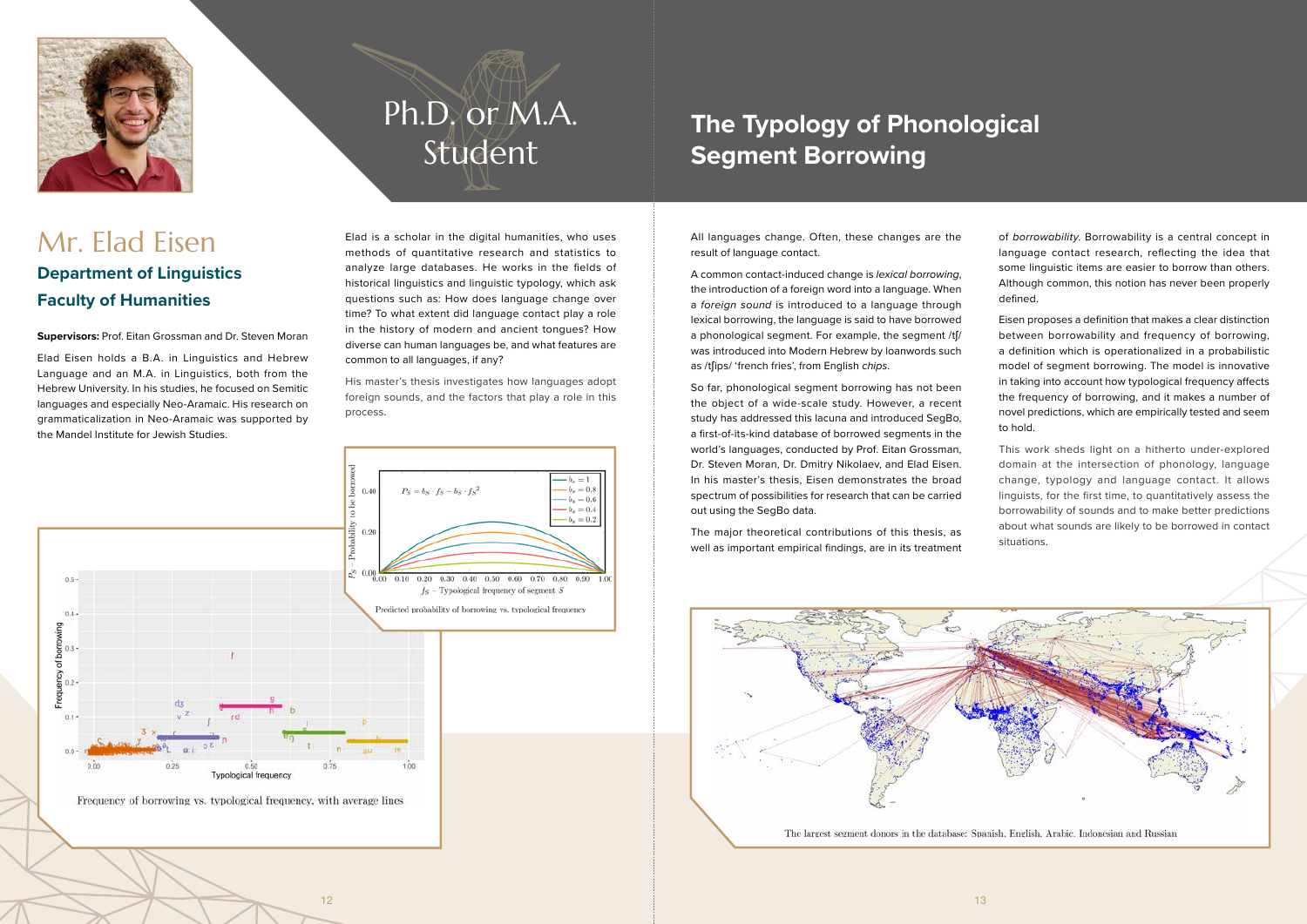Ph.D. or M.A. Student

# Mr. Elad Eisen

## Department of Linguistics

## Faculty of Humanities

**Supervisors:** Prof. Eitan Grossman and Dr. Steven Moran

Elad Eisen holds a B.A. in Linguistics and Hebrew Language and an M.A. in Linguistics, both from the Hebrew University. In his studies, he focused on Semitic languages and especially Neo-Aramaic. His research on grammaticalization in Neo-Aramaic was supported by the Mandel Institute for Jewish Studies.

Elad is a scholar in the digital humanities, who uses methods of quantitative research and statistics to analyze large databases. He works in the fields of historical linguistics and linguistic typology, which ask questions such as: How does language change over time? To what extent did language contact play a role in the history of modern and ancient tongues? How diverse can human languages be, and what features are common to all languages, if any?

His master's thesis investigates how languages adopt foreign sounds, and the factors that play a role in this process.

Predicted probability of borrowing vs. typological frequency

Frequency of borrowing vs. typological frequency, with average lines

# The Typology of Phonological Segment Borrowing

All languages change. Often, these changes are the result of language contact.

A common contact-induced change is *lexical borrowing*, the introduction of a foreign word into a language. When a *foreign sound* is introduced to a language through lexical borrowing, the language is said to have borrowed a phonological segment. For example, the segment /tʃ/ was introduced into Modern Hebrew by loanwords such as /tʃips/ 'french fries', from English *chips*.

So far, phonological segment borrowing has not been the object of a wide-scale study. However, a recent study has addressed this lacuna and introduced SegBo, a first-of-its-kind database of borrowed segments in the world's languages, conducted by Prof. Eitan Grossman, Dr. Steven Moran, Dr. Dmitry Nikolaev, and Elad Eisen. In his master's thesis, Eisen demonstrates the broad spectrum of possibilities for research that can be carried out using the SegBo data.

The major theoretical contributions of this thesis, as well as important empirical findings, are in its treatment of *borrowability*. Borrowability is a central concept in language contact research, reflecting the idea that some linguistic items are easier to borrow than others. Although common, this notion has never been properly defined.

Eisen proposes a definition that makes a clear distinction between borrowability and frequency of borrowing, a definition which is operationalized in a probabilistic model of segment borrowing. The model is innovative in taking into account how typological frequency affects the frequency of borrowing, and it makes a number of novel predictions, which are empirically tested and seem to hold.

This work sheds light on a hitherto under-explored domain at the intersection of phonology, language change, typology and language contact. It allows linguists, for the first time, to quantitatively assess the borrowability of sounds and to make better predictions about what sounds are likely to be borrowed in contact situations.

The largest segment donors in the database: Spanish, English, Arabic, Indonesian and Russian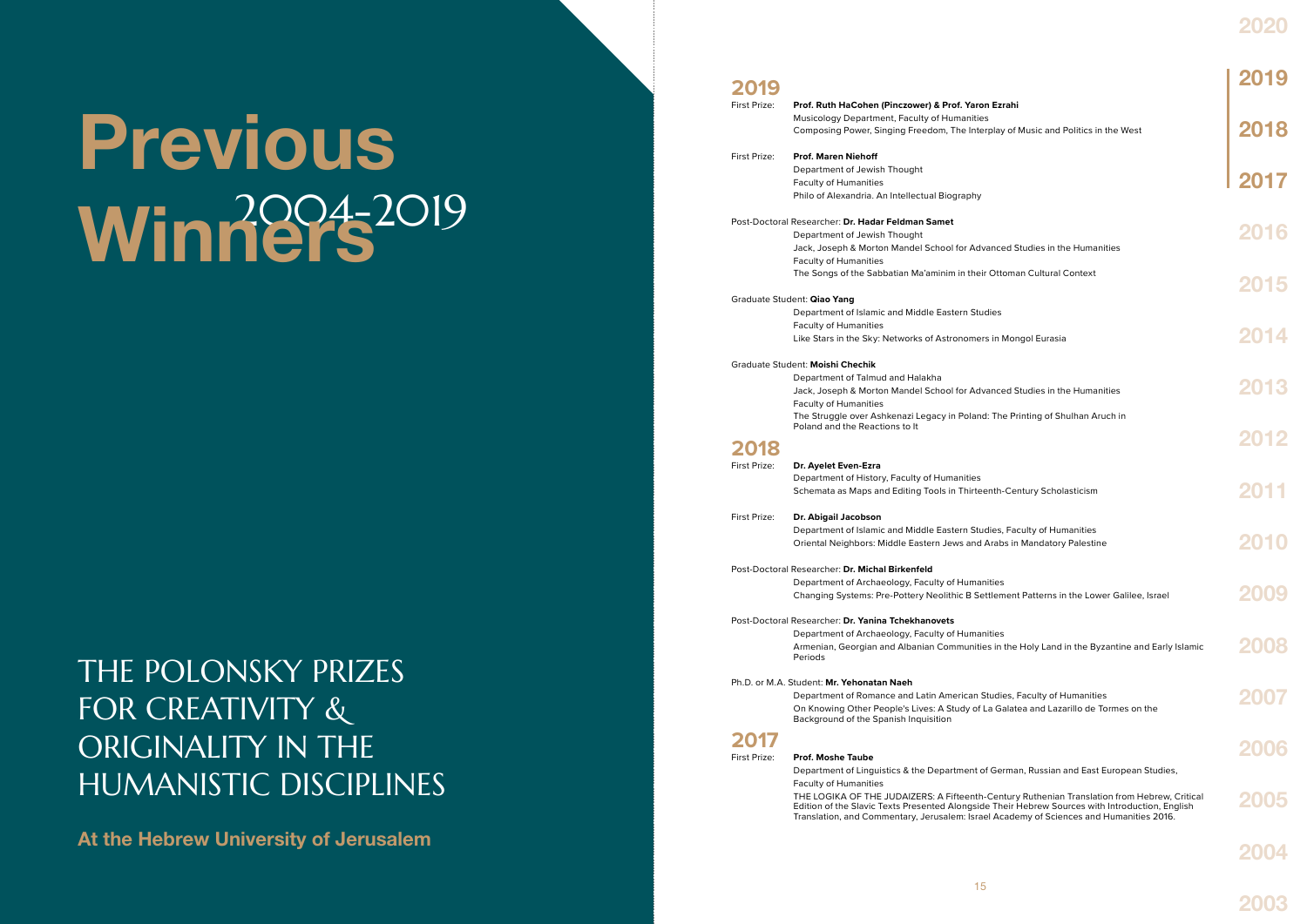# Previous Winners 2004-2019

## THE POLONSKY PRIZES FOR CREATIVITY & ORIGINALITY IN THE HUMANISTIC DISCIPLINES

**At the Hebrew University of Jerusalem**

## 2019

First Prize: **Prof. Ruth HaCohen (Pinczower) & Prof. Yaron Ezrahi**
Musicology Department, Faculty of Humanities
Composing Power, Singing Freedom, The Interplay of Music and Politics in the West

First Prize: **Prof. Maren Niehoff**
Department of Jewish Thought
Faculty of Humanities
Philo of Alexandria. An Intellectual Biography

Post-Doctoral Researcher: **Dr. Hadar Feldman Samet**
Department of Jewish Thought
Jack, Joseph & Morton Mandel School for Advanced Studies in the Humanities
Faculty of Humanities
The Songs of the Sabbatian Ma'aminim in their Ottoman Cultural Context

Graduate Student: **Qiao Yang**
Department of Islamic and Middle Eastern Studies
Faculty of Humanities
Like Stars in the Sky: Networks of Astronomers in Mongol Eurasia

Graduate Student: **Moishi Chechik**
Department of Talmud and Halakha
Jack, Joseph & Morton Mandel School for Advanced Studies in the Humanities
Faculty of Humanities
The Struggle over Ashkenazi Legacy in Poland: The Printing of Shulhan Aruch in Poland and the Reactions to It

## 2018

First Prize: **Dr. Ayelet Even-Ezra**
Department of History, Faculty of Humanities
Schemata as Maps and Editing Tools in Thirteenth-Century Scholasticism

First Prize: **Dr. Abigail Jacobson**
Department of Islamic and Middle Eastern Studies, Faculty of Humanities
Oriental Neighbors: Middle Eastern Jews and Arabs in Mandatory Palestine

Post-Doctoral Researcher: **Dr. Michal Birkenfeld**
Department of Archaeology, Faculty of Humanities
Changing Systems: Pre-Pottery Neolithic B Settlement Patterns in the Lower Galilee, Israel

Post-Doctoral Researcher: **Dr. Yanina Tchekhanovets**
Department of Archaeology, Faculty of Humanities
Armenian, Georgian and Albanian Communities in the Holy Land in the Byzantine and Early Islamic Periods

Ph.D. or M.A. Student: **Mr. Yehonatan Naeh**
Department of Romance and Latin American Studies, Faculty of Humanities
On Knowing Other People's Lives: A Study of La Galatea and Lazarillo de Tormes on the Background of the Spanish Inquisition

## 2017

First Prize: **Prof. Moshe Taube**
Department of Linguistics & the Department of German, Russian and East European Studies, Faculty of Humanities
THE LOGIKA OF THE JUDAIZERS: A Fifteenth-Century Ruthenian Translation from Hebrew, Critical Edition of the Slavic Texts Presented Alongside Their Hebrew Sources with Introduction, English Translation, and Commentary, Jerusalem: Israel Academy of Sciences and Humanities 2016.

2020 | 2019 | 2018 | 2017 | 2016 | 2015 | 2014 | 2013 | 2012 | 2011 | 2010 | 2009 | 2008 | 2007 | 2006 | 2005 | 2004 | 2003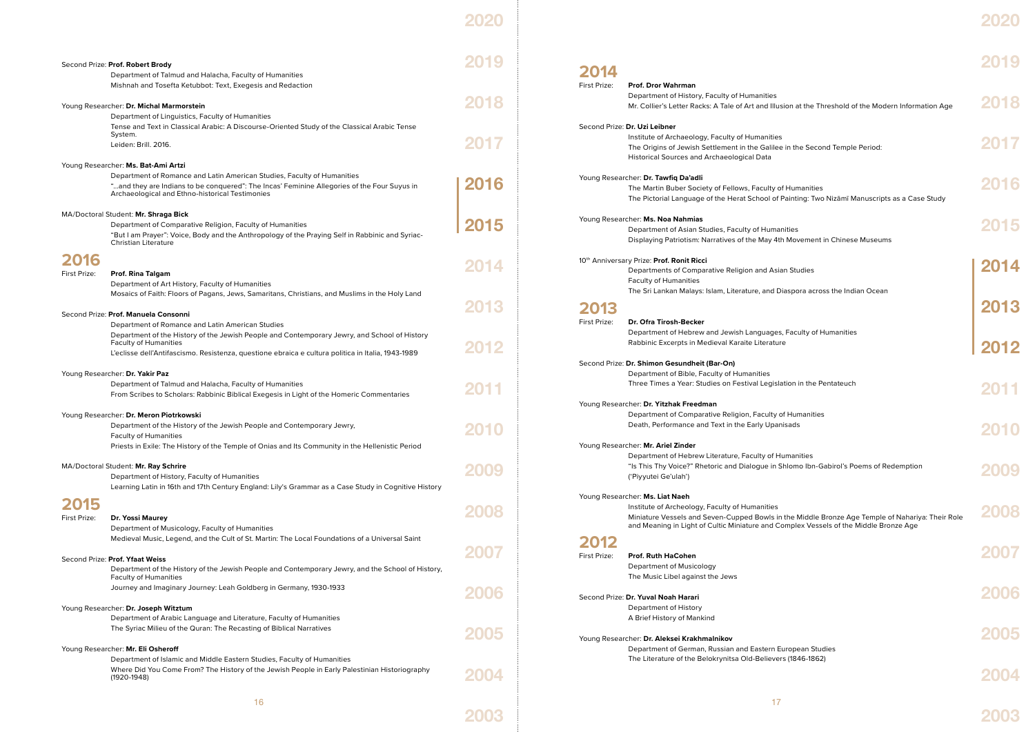Second Prize: **Prof. Robert Brody**
Department of Talmud and Halacha, Faculty of Humanities
Mishnah and Tosefta Ketubbot: Text, Exegesis and Redaction

Young Researcher: **Dr. Michal Marmorstein**
Department of Linguistics, Faculty of Humanities
Tense and Text in Classical Arabic: A Discourse-Oriented Study of the Classical Arabic Tense System.
Leiden: Brill. 2016.

Young Researcher: **Ms. Bat-Ami Artzi**
Department of Romance and Latin American Studies, Faculty of Humanities
"...and they are Indians to be conquered": The Incas' Feminine Allegories of the Four Suyus in Archaeological and Ethno-historical Testimonies

MA/Doctoral Student: **Mr. Shraga Bick**
Department of Comparative Religion, Faculty of Humanities
"But I am Prayer": Voice, Body and the Anthropology of the Praying Self in Rabbinic and Syriac-Christian Literature

## 2016

First Prize: **Prof. Rina Talgam**
Department of Art History, Faculty of Humanities
Mosaics of Faith: Floors of Pagans, Jews, Samaritans, Christians, and Muslims in the Holy Land

Second Prize: **Prof. Manuela Consonni**
Department of Romance and Latin American Studies
Department of the History of the Jewish People and Contemporary Jewry, and School of History Faculty of Humanities
L'eclisse dell'Antifascismo. Resistenza, questione ebraica e cultura politica in Italia, 1943-1989

Young Researcher: **Dr. Yakir Paz**
Department of Talmud and Halacha, Faculty of Humanities
From Scribes to Scholars: Rabbinic Biblical Exegesis in Light of the Homeric Commentaries

Young Researcher: **Dr. Meron Piotrkowski**
Department of the History of the Jewish People and Contemporary Jewry,
Faculty of Humanities
Priests in Exile: The History of the Temple of Onias and Its Community in the Hellenistic Period

MA/Doctoral Student: **Mr. Ray Schrire**
Department of History, Faculty of Humanities
Learning Latin in 16th and 17th Century England: Lily's Grammar as a Case Study in Cognitive History

## 2015

First Prize: **Dr. Yossi Maurey**
Department of Musicology, Faculty of Humanities
Medieval Music, Legend, and the Cult of St. Martin: The Local Foundations of a Universal Saint

Second Prize: **Prof. Yfaat Weiss**
Department of the History of the Jewish People and Contemporary Jewry, and the School of History, Faculty of Humanities
Journey and Imaginary Journey: Leah Goldberg in Germany, 1930-1933

Young Researcher: **Dr. Joseph Witztum**
Department of Arabic Language and Literature, Faculty of Humanities
The Syriac Milieu of the Quran: The Recasting of Biblical Narratives

Young Researcher: **Mr. Eli Osheroff**
Department of Islamic and Middle Eastern Studies, Faculty of Humanities
Where Did You Come From? The History of the Jewish People in Early Palestinian Historiography (1920-1948)

## 2014

First Prize: **Prof. Dror Wahrman**
Department of History, Faculty of Humanities
Mr. Collier's Letter Racks: A Tale of Art and Illusion at the Threshold of the Modern Information Age

Second Prize: **Dr. Uzi Leibner**
Institute of Archaeology, Faculty of Humanities
The Origins of Jewish Settlement in the Galilee in the Second Temple Period: Historical Sources and Archaeological Data

Young Researcher: **Dr. Tawfiq Da'adli**
The Martin Buber Society of Fellows, Faculty of Humanities
The Pictorial Language of the Herat School of Painting: Two Nizāmī Manuscripts as a Case Study

Young Researcher: **Ms. Noa Nahmias**
Department of Asian Studies, Faculty of Humanities
Displaying Patriotism: Narratives of the May 4th Movement in Chinese Museums

10th Anniversary Prize: **Prof. Ronit Ricci**
Departments of Comparative Religion and Asian Studies
Faculty of Humanities
The Sri Lankan Malays: Islam, Literature, and Diaspora across the Indian Ocean

## 2013

First Prize: **Dr. Ofra Tirosh-Becker**
Department of Hebrew and Jewish Languages, Faculty of Humanities
Rabbinic Excerpts in Medieval Karaite Literature

Second Prize: **Dr. Shimon Gesundheit (Bar-On)**
Department of Bible, Faculty of Humanities
Three Times a Year: Studies on Festival Legislation in the Pentateuch

Young Researcher: **Dr. Yitzhak Freedman**
Department of Comparative Religion, Faculty of Humanities
Death, Performance and Text in the Early Upanisads

Young Researcher: **Mr. Ariel Zinder**
Department of Hebrew Literature, Faculty of Humanities
"Is This Thy Voice?" Rhetoric and Dialogue in Shlomo Ibn-Gabirol's Poems of Redemption ('Piyyutei Ge'ulah')

Young Researcher: **Ms. Liat Naeh**
Institute of Archeology, Faculty of Humanities
Miniature Vessels and Seven-Cupped Bowls in the Middle Bronze Age Temple of Nahariya: Their Role and Meaning in Light of Cultic Miniature and Complex Vessels of the Middle Bronze Age

## 2012

First Prize: **Prof. Ruth HaCohen**
Department of Musicology
The Music Libel against the Jews

Second Prize: **Dr. Yuval Noah Harari**
Department of History
A Brief History of Mankind

Young Researcher: **Dr. Aleksei Krakhmalnikov**
Department of German, Russian and Eastern European Studies
The Literature of the Belokrynitsa Old-Believers (1846-1862)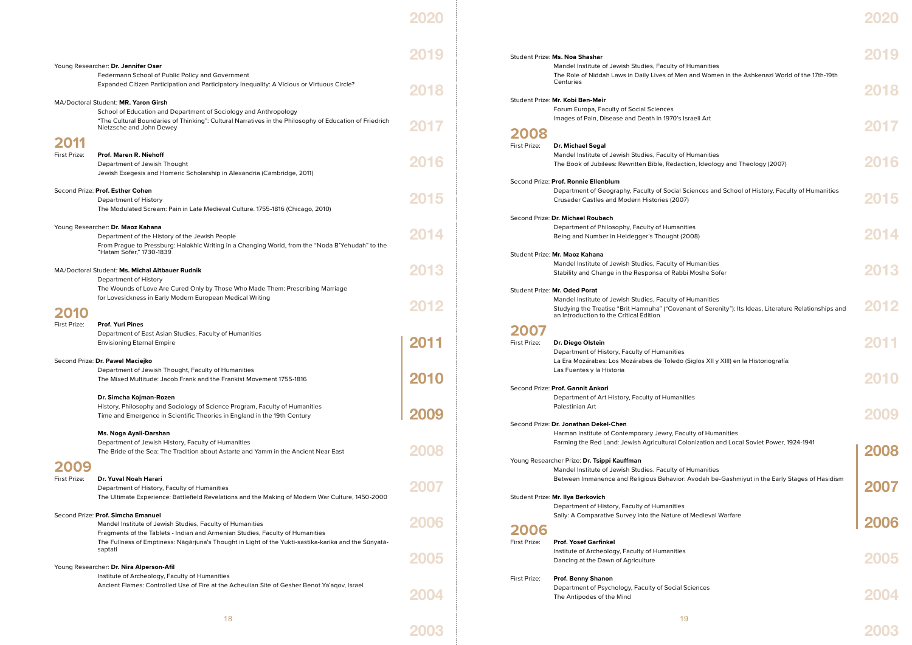Young Researcher: **Dr. Jennifer Oser**
Federmann School of Public Policy and Government
Expanded Citizen Participation and Participatory Inequality: A Vicious or Virtuous Circle?

MA/Doctoral Student: **MR. Yaron Girsh**
School of Education and Department of Sociology and Anthropology
"The Cultural Boundaries of Thinking": Cultural Narratives in the Philosophy of Education of Friedrich Nietzsche and John Dewey

## 2011

First Prize: **Prof. Maren R. Niehoff**
Department of Jewish Thought
Jewish Exegesis and Homeric Scholarship in Alexandria (Cambridge, 2011)

Second Prize: **Prof. Esther Cohen**
Department of History
The Modulated Scream: Pain in Late Medieval Culture. 1755-1816 (Chicago, 2010)

Young Researcher: **Dr. Maoz Kahana**
Department of the History of the Jewish People
From Prague to Pressburg: Halakhic Writing in a Changing World, from the "Noda B'Yehudah" to the "Hatam Sofer," 1730-1839

MA/Doctoral Student: **Ms. Michal Altbauer Rudnik**
Department of History
The Wounds of Love Are Cured Only by Those Who Made Them: Prescribing Marriage for Lovesickness in Early Modern European Medical Writing

## 2010

First Prize: **Prof. Yuri Pines**
Department of East Asian Studies, Faculty of Humanities
Envisioning Eternal Empire

Second Prize: **Dr. Pawel Maciejko**
Department of Jewish Thought, Faculty of Humanities
The Mixed Multitude: Jacob Frank and the Frankist Movement 1755-1816

**Dr. Simcha Kojman-Rozen**
History, Philosophy and Sociology of Science Program, Faculty of Humanities
Time and Emergence in Scientific Theories in England in the 19th Century

**Ms. Noga Ayali-Darshan**
Department of Jewish History, Faculty of Humanities
The Bride of the Sea: The Tradition about Astarte and Yamm in the Ancient Near East

## 2009

First Prize: **Dr. Yuval Noah Harari**
Department of History, Faculty of Humanities
The Ultimate Experience: Battlefield Revelations and the Making of Modern War Culture, 1450-2000

Second Prize: **Prof. Simcha Emanuel**
Mandel Institute of Jewish Studies, Faculty of Humanities
Fragments of the Tablets - Indian and Armenian Studies, Faculty of Humanities
The Fullness of Emptiness: Nāgārjuna's Thought in Light of the Yukti-sastika-karika and the Śūnyatā-saptati

Young Researcher: **Dr. Nira Alperson-Afil**
Institute of Archeology, Faculty of Humanities
Ancient Flames: Controlled Use of Fire at the Acheulian Site of Gesher Benot Ya'aqov, Israel

Student Prize: **Ms. Noa Shashar**
Mandel Institute of Jewish Studies, Faculty of Humanities
The Role of Niddah Laws in Daily Lives of Men and Women in the Ashkenazi World of the 17th-19th Centuries

Student Prize: **Mr. Kobi Ben-Meir**
Forum Europa, Faculty of Social Sciences
Images of Pain, Disease and Death in 1970's Israeli Art

## 2008

First Prize: **Dr. Michael Segal**
Mandel Institute of Jewish Studies, Faculty of Humanities
The Book of Jubilees: Rewritten Bible, Redaction, Ideology and Theology (2007)

Second Prize: **Prof. Ronnie Ellenblum**
Department of Geography, Faculty of Social Sciences and School of History, Faculty of Humanities
Crusader Castles and Modern Histories (2007)

Second Prize: **Dr. Michael Roubach**
Department of Philosophy, Faculty of Humanities
Being and Number in Heidegger's Thought (2008)

Student Prize: **Mr. Maoz Kahana**
Mandel Institute of Jewish Studies, Faculty of Humanities
Stability and Change in the Responsa of Rabbi Moshe Sofer

Student Prize: **Mr. Oded Porat**
Mandel Institute of Jewish Studies, Faculty of Humanities
Studying the Treatise "Brit Hamnuha" ("Covenant of Serenity"): Its Ideas, Literature Relationships and an Introduction to the Critical Edition

## 2007

First Prize: **Dr. Diego Olstein**
Department of History, Faculty of Humanities
La Era Mozárabes: Los Mozárabes de Toledo (Siglos XII y XIII) en la Historiografía: Las Fuentes y la Historia

Second Prize: **Prof. Gannit Ankori**
Department of Art History, Faculty of Humanities
Palestinian Art

Second Prize: **Dr. Jonathan Dekel-Chen**
Harman Institute of Contemporary Jewry, Faculty of Humanities
Farming the Red Land: Jewish Agricultural Colonization and Local Soviet Power, 1924-1941

Young Researcher Prize: **Dr. Tsippi Kauffman**
Mandel Institute of Jewish Studies. Faculty of Humanities
Between Immanence and Religious Behavior: Avodah be-Gashmiyut in the Early Stages of Hasidism

Student Prize: **Mr. Ilya Berkovich**
Department of History, Faculty of Humanities
Sally: A Comparative Survey into the Nature of Medieval Warfare

## 2006

First Prize: **Prof. Yosef Garfinkel**
Institute of Archeology, Faculty of Humanities
Dancing at the Dawn of Agriculture

First Prize: **Prof. Benny Shanon**
Department of Psychology, Faculty of Social Sciences
The Antipodes of the Mind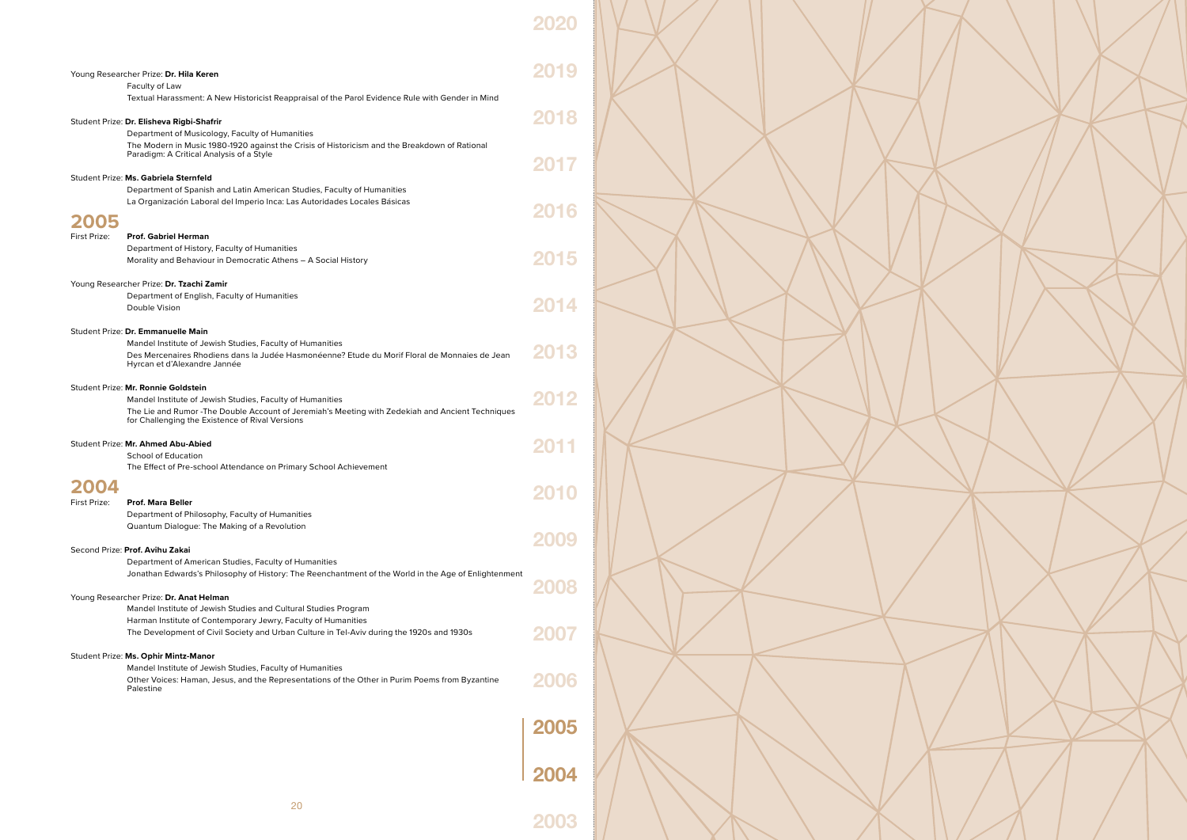Young Researcher Prize: **Dr. Hila Keren**
Faculty of Law
Textual Harassment: A New Historicist Reappraisal of the Parol Evidence Rule with Gender in Mind

Student Prize: **Dr. Elisheva Rigbi-Shafrir**
Department of Musicology, Faculty of Humanities
The Modern in Music 1980-1920 against the Crisis of Historicism and the Breakdown of Rational Paradigm: A Critical Analysis of a Style

Student Prize: **Ms. Gabriela Sternfeld**
Department of Spanish and Latin American Studies, Faculty of Humanities
La Organización Laboral del Imperio Inca: Las Autoridades Locales Básicas

## 2005

First Prize: **Prof. Gabriel Herman**
Department of History, Faculty of Humanities
Morality and Behaviour in Democratic Athens – A Social History

Young Researcher Prize: **Dr. Tzachi Zamir**
Department of English, Faculty of Humanities
Double Vision

Student Prize: **Dr. Emmanuelle Main**
Mandel Institute of Jewish Studies, Faculty of Humanities
Des Mercenaires Rhodiens dans la Judée Hasmonéenne? Etude du Morif Floral de Monnaies de Jean Hyrcan et d'Alexandre Jannée

Student Prize: **Mr. Ronnie Goldstein**
Mandel Institute of Jewish Studies, Faculty of Humanities
The Lie and Rumor -The Double Account of Jeremiah's Meeting with Zedekiah and Ancient Techniques for Challenging the Existence of Rival Versions

Student Prize: **Mr. Ahmed Abu-Abied**
School of Education
The Effect of Pre-school Attendance on Primary School Achievement

## 2004

First Prize: **Prof. Mara Beller**
Department of Philosophy, Faculty of Humanities
Quantum Dialogue: The Making of a Revolution

Second Prize: **Prof. Avihu Zakai**
Department of American Studies, Faculty of Humanities
Jonathan Edwards's Philosophy of History: The Reenchantment of the World in the Age of Enlightenment

Young Researcher Prize: **Dr. Anat Helman**
Mandel Institute of Jewish Studies and Cultural Studies Program
Harman Institute of Contemporary Jewry, Faculty of Humanities
The Development of Civil Society and Urban Culture in Tel-Aviv during the 1920s and 1930s

Student Prize: **Ms. Ophir Mintz-Manor**
Mandel Institute of Jewish Studies, Faculty of Humanities
Other Voices: Haman, Jesus, and the Representations of the Other in Purim Poems from Byzantine Palestine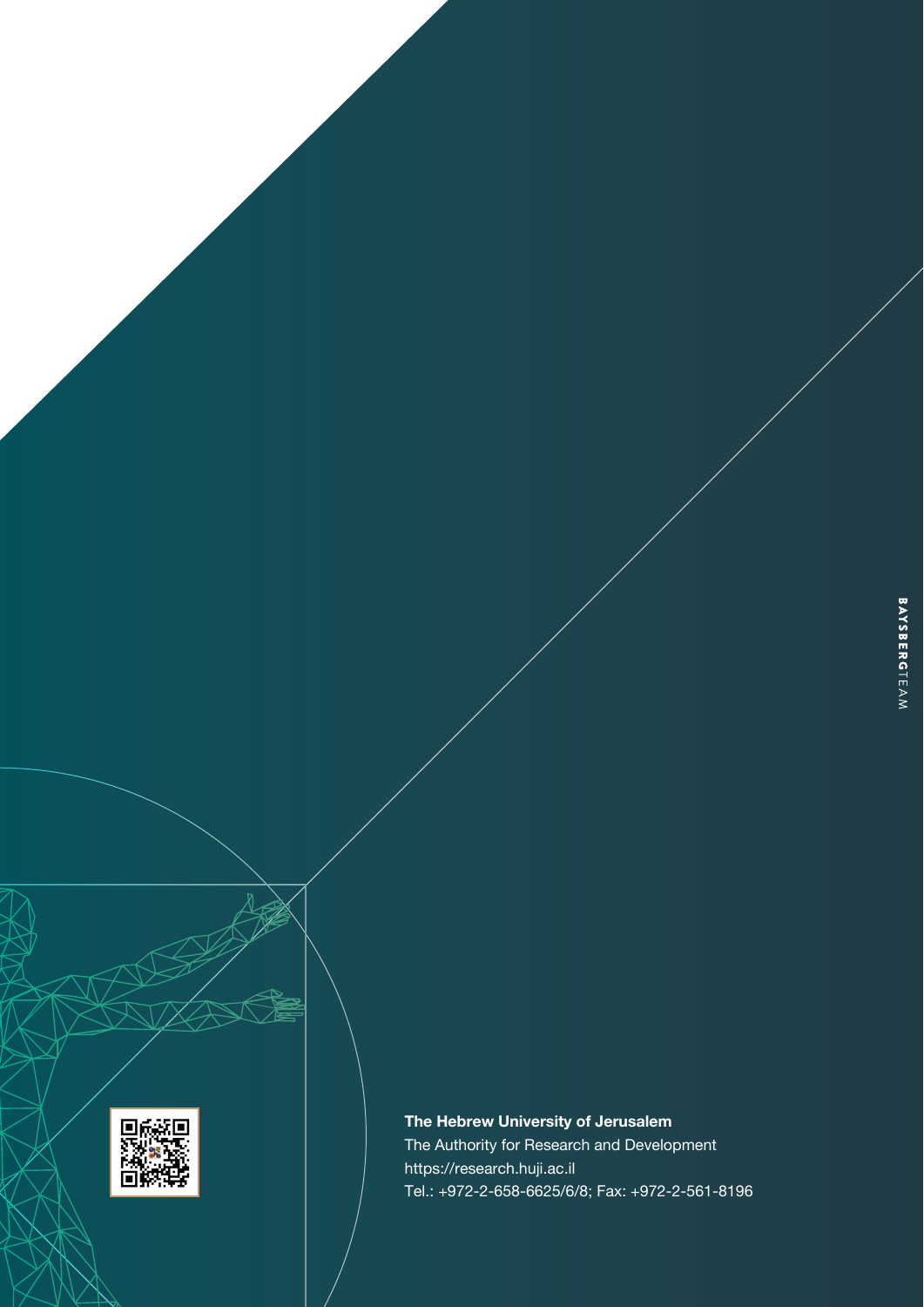**The Hebrew University of Jerusalem**

The Authority for Research and Development

https://research.huji.ac.il

Tel.: +972-2-658-6625/6/8; Fax: +972-2-561-8196

BAYSBERGTEAM